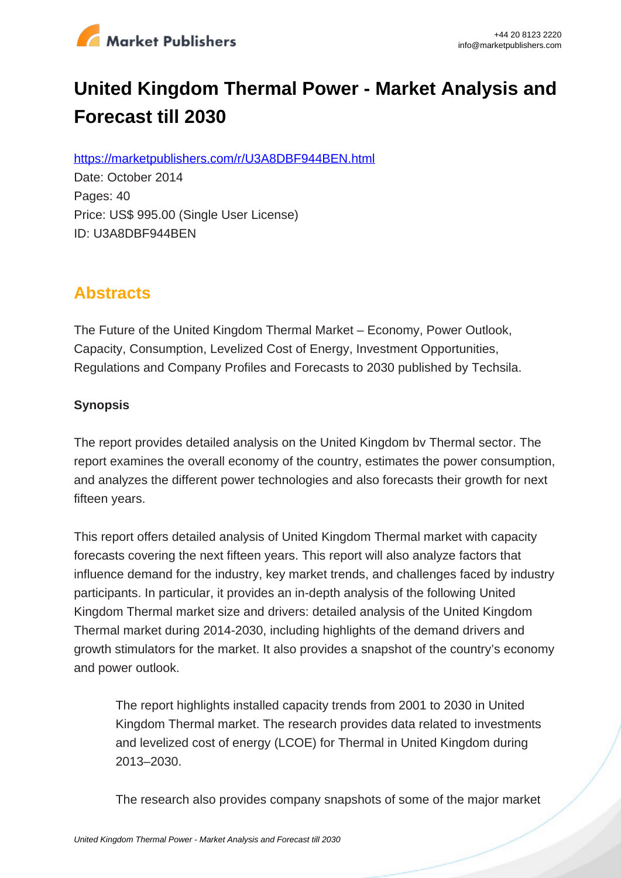# United Kingdom Thermal Power - Market Analysis and Forecast till 2030

https://marketpublishers.com/r/U3A8DBF944BEN.html

Date: October 2014

Pages: 40

Price: US$ 995.00 (Single User License)

ID: U3A8DBF944BEN

## Abstracts

The Future of the United Kingdom Thermal Market – Economy, Power Outlook, Capacity, Consumption, Levelized Cost of Energy, Investment Opportunities, Regulations and Company Profiles and Forecasts to 2030 published by Techsila.

**Synopsis**

The report provides detailed analysis on the United Kingdom bv Thermal sector. The report examines the overall economy of the country, estimates the power consumption, and analyzes the different power technologies and also forecasts their growth for next fifteen years.

This report offers detailed analysis of United Kingdom Thermal market with capacity forecasts covering the next fifteen years. This report will also analyze factors that influence demand for the industry, key market trends, and challenges faced by industry participants. In particular, it provides an in-depth analysis of the following United Kingdom Thermal market size and drivers: detailed analysis of the United Kingdom Thermal market during 2014-2030, including highlights of the demand drivers and growth stimulators for the market. It also provides a snapshot of the country's economy and power outlook.

> The report highlights installed capacity trends from 2001 to 2030 in United Kingdom Thermal market. The research provides data related to investments and levelized cost of energy (LCOE) for Thermal in United Kingdom during 2013–2030.
>
> The research also provides company snapshots of some of the major market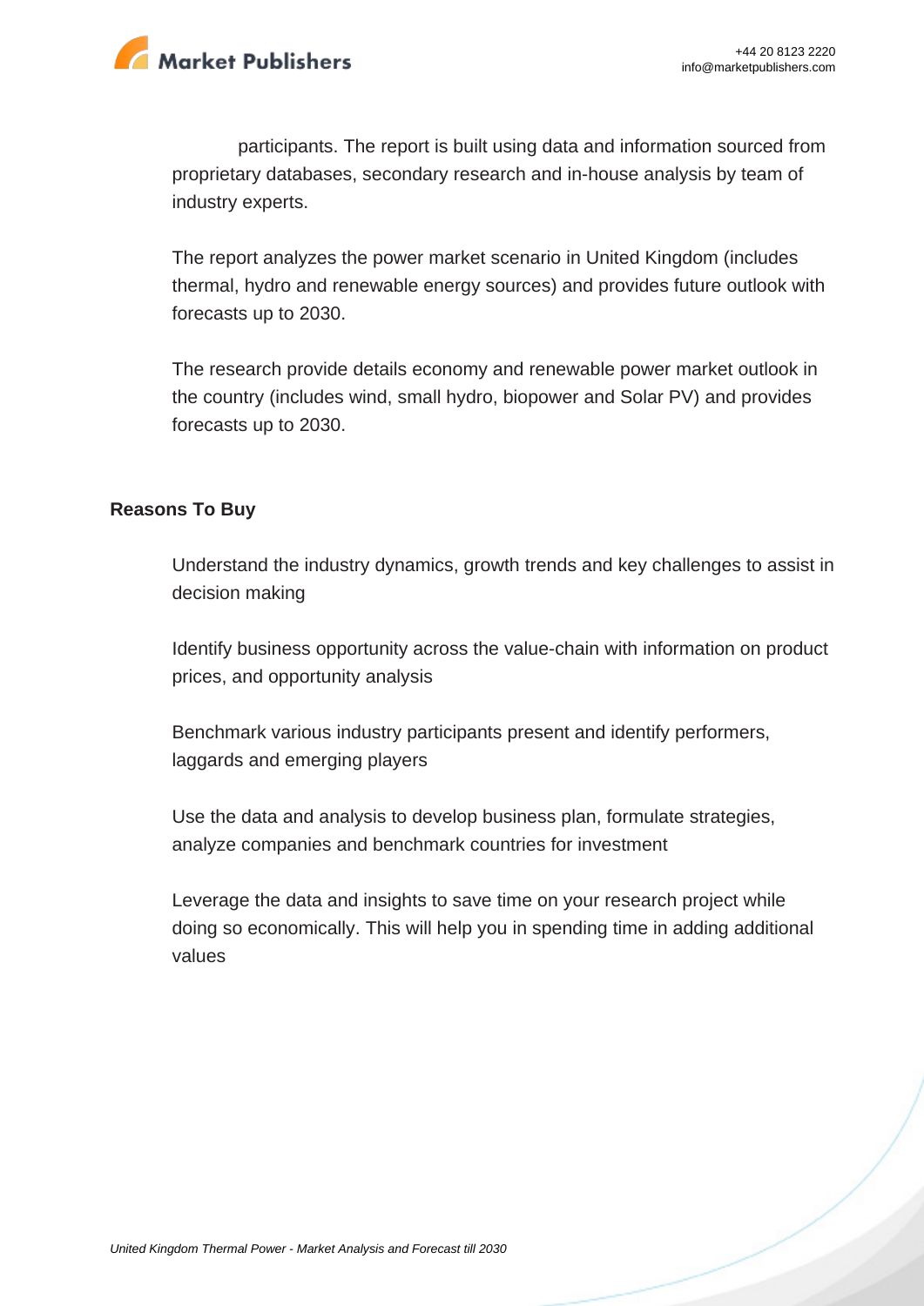participants. The report is built using data and information sourced from proprietary databases, secondary research and in-house analysis by team of industry experts.

The report analyzes the power market scenario in United Kingdom (includes thermal, hydro and renewable energy sources) and provides future outlook with forecasts up to 2030.

The research provide details economy and renewable power market outlook in the country (includes wind, small hydro, biopower and Solar PV) and provides forecasts up to 2030.

## Reasons To Buy

- Understand the industry dynamics, growth trends and key challenges to assist in decision making
- Identify business opportunity across the value-chain with information on product prices, and opportunity analysis
- Benchmark various industry participants present and identify performers, laggards and emerging players
- Use the data and analysis to develop business plan, formulate strategies, analyze companies and benchmark countries for investment
- Leverage the data and insights to save time on your research project while doing so economically. This will help you in spending time in adding additional values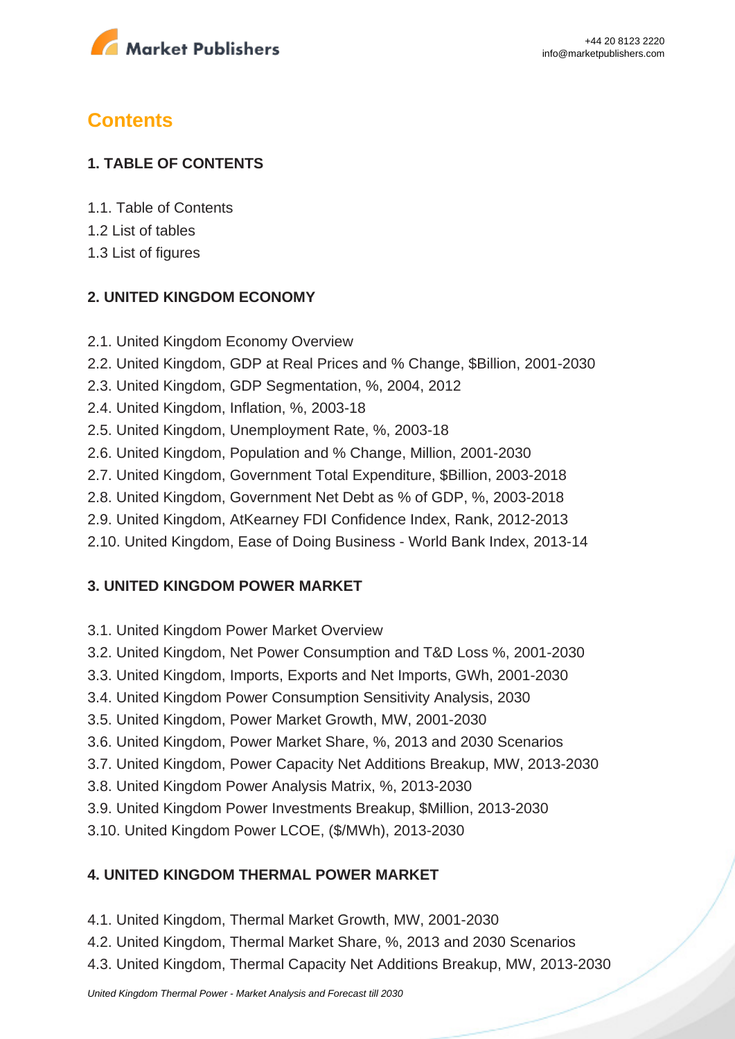# Contents

## 1. TABLE OF CONTENTS

1.1. Table of Contents
1.2 List of tables
1.3 List of figures

## 2. UNITED KINGDOM ECONOMY

2.1. United Kingdom Economy Overview
2.2. United Kingdom, GDP at Real Prices and % Change, $Billion, 2001-2030
2.3. United Kingdom, GDP Segmentation, %, 2004, 2012
2.4. United Kingdom, Inflation, %, 2003-18
2.5. United Kingdom, Unemployment Rate, %, 2003-18
2.6. United Kingdom, Population and % Change, Million, 2001-2030
2.7. United Kingdom, Government Total Expenditure, $Billion, 2003-2018
2.8. United Kingdom, Government Net Debt as % of GDP, %, 2003-2018
2.9. United Kingdom, AtKearney FDI Confidence Index, Rank, 2012-2013
2.10. United Kingdom, Ease of Doing Business - World Bank Index, 2013-14

## 3. UNITED KINGDOM POWER MARKET

3.1. United Kingdom Power Market Overview
3.2. United Kingdom, Net Power Consumption and T&D Loss %, 2001-2030
3.3. United Kingdom, Imports, Exports and Net Imports, GWh, 2001-2030
3.4. United Kingdom Power Consumption Sensitivity Analysis, 2030
3.5. United Kingdom, Power Market Growth, MW, 2001-2030
3.6. United Kingdom, Power Market Share, %, 2013 and 2030 Scenarios
3.7. United Kingdom, Power Capacity Net Additions Breakup, MW, 2013-2030
3.8. United Kingdom Power Analysis Matrix, %, 2013-2030
3.9. United Kingdom Power Investments Breakup, $Million, 2013-2030
3.10. United Kingdom Power LCOE, ($/MWh), 2013-2030

## 4. UNITED KINGDOM THERMAL POWER MARKET

4.1. United Kingdom, Thermal Market Growth, MW, 2001-2030
4.2. United Kingdom, Thermal Market Share, %, 2013 and 2030 Scenarios
4.3. United Kingdom, Thermal Capacity Net Additions Breakup, MW, 2013-2030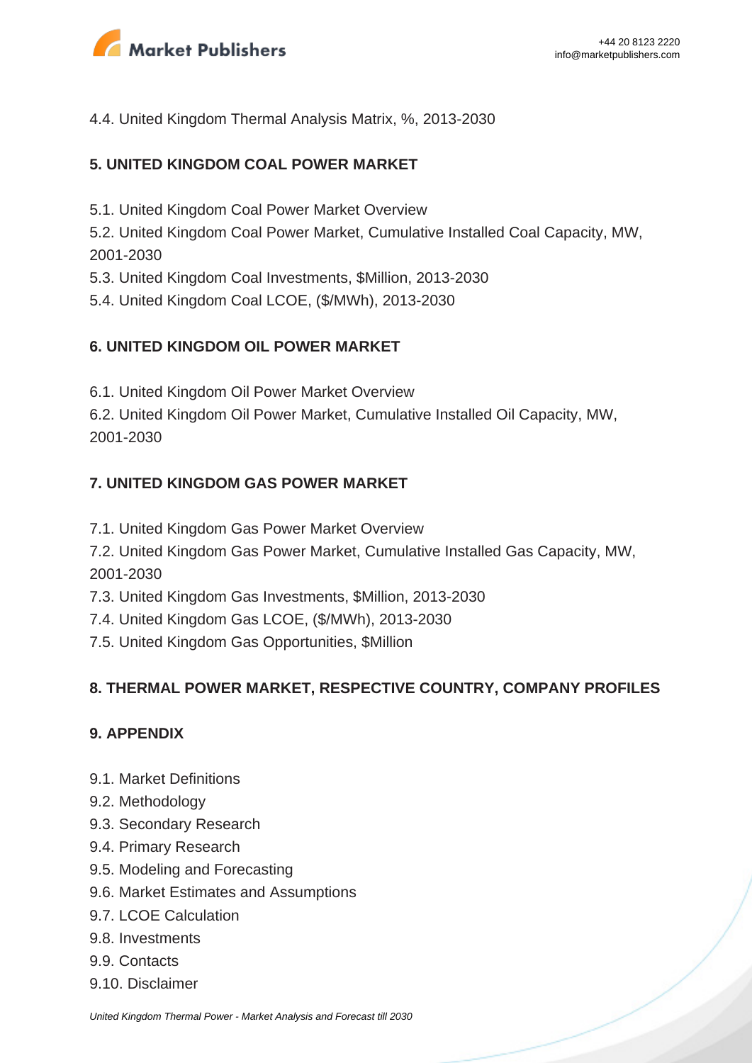4.4. United Kingdom Thermal Analysis Matrix, %, 2013-2030

## 5. UNITED KINGDOM COAL POWER MARKET

5.1. United Kingdom Coal Power Market Overview
5.2. United Kingdom Coal Power Market, Cumulative Installed Coal Capacity, MW, 2001-2030
5.3. United Kingdom Coal Investments, $Million, 2013-2030
5.4. United Kingdom Coal LCOE, ($/MWh), 2013-2030

## 6. UNITED KINGDOM OIL POWER MARKET

6.1. United Kingdom Oil Power Market Overview
6.2. United Kingdom Oil Power Market, Cumulative Installed Oil Capacity, MW, 2001-2030

## 7. UNITED KINGDOM GAS POWER MARKET

7.1. United Kingdom Gas Power Market Overview
7.2. United Kingdom Gas Power Market, Cumulative Installed Gas Capacity, MW, 2001-2030
7.3. United Kingdom Gas Investments, $Million, 2013-2030
7.4. United Kingdom Gas LCOE, ($/MWh), 2013-2030
7.5. United Kingdom Gas Opportunities, $Million

## 8. THERMAL POWER MARKET, RESPECTIVE COUNTRY, COMPANY PROFILES

## 9. APPENDIX

9.1. Market Definitions
9.2. Methodology
9.3. Secondary Research
9.4. Primary Research
9.5. Modeling and Forecasting
9.6. Market Estimates and Assumptions
9.7. LCOE Calculation
9.8. Investments
9.9. Contacts
9.10. Disclaimer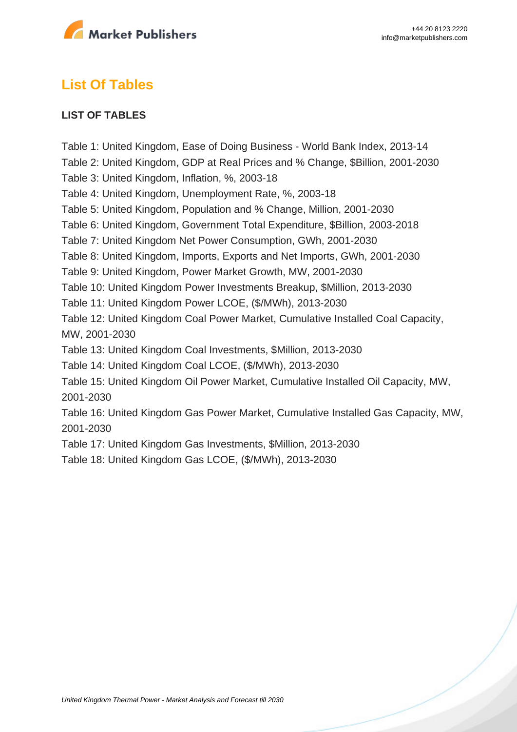## List Of Tables

**LIST OF TABLES**

Table 1: United Kingdom, Ease of Doing Business - World Bank Index, 2013-14
Table 2: United Kingdom, GDP at Real Prices and % Change, $Billion, 2001-2030
Table 3: United Kingdom, Inflation, %, 2003-18
Table 4: United Kingdom, Unemployment Rate, %, 2003-18
Table 5: United Kingdom, Population and % Change, Million, 2001-2030
Table 6: United Kingdom, Government Total Expenditure, $Billion, 2003-2018
Table 7: United Kingdom Net Power Consumption, GWh, 2001-2030
Table 8: United Kingdom, Imports, Exports and Net Imports, GWh, 2001-2030
Table 9: United Kingdom, Power Market Growth, MW, 2001-2030
Table 10: United Kingdom Power Investments Breakup, $Million, 2013-2030
Table 11: United Kingdom Power LCOE, ($/MWh), 2013-2030
Table 12: United Kingdom Coal Power Market, Cumulative Installed Coal Capacity, MW, 2001-2030
Table 13: United Kingdom Coal Investments, $Million, 2013-2030
Table 14: United Kingdom Coal LCOE, ($/MWh), 2013-2030
Table 15: United Kingdom Oil Power Market, Cumulative Installed Oil Capacity, MW, 2001-2030
Table 16: United Kingdom Gas Power Market, Cumulative Installed Gas Capacity, MW, 2001-2030
Table 17: United Kingdom Gas Investments, $Million, 2013-2030
Table 18: United Kingdom Gas LCOE, ($/MWh), 2013-2030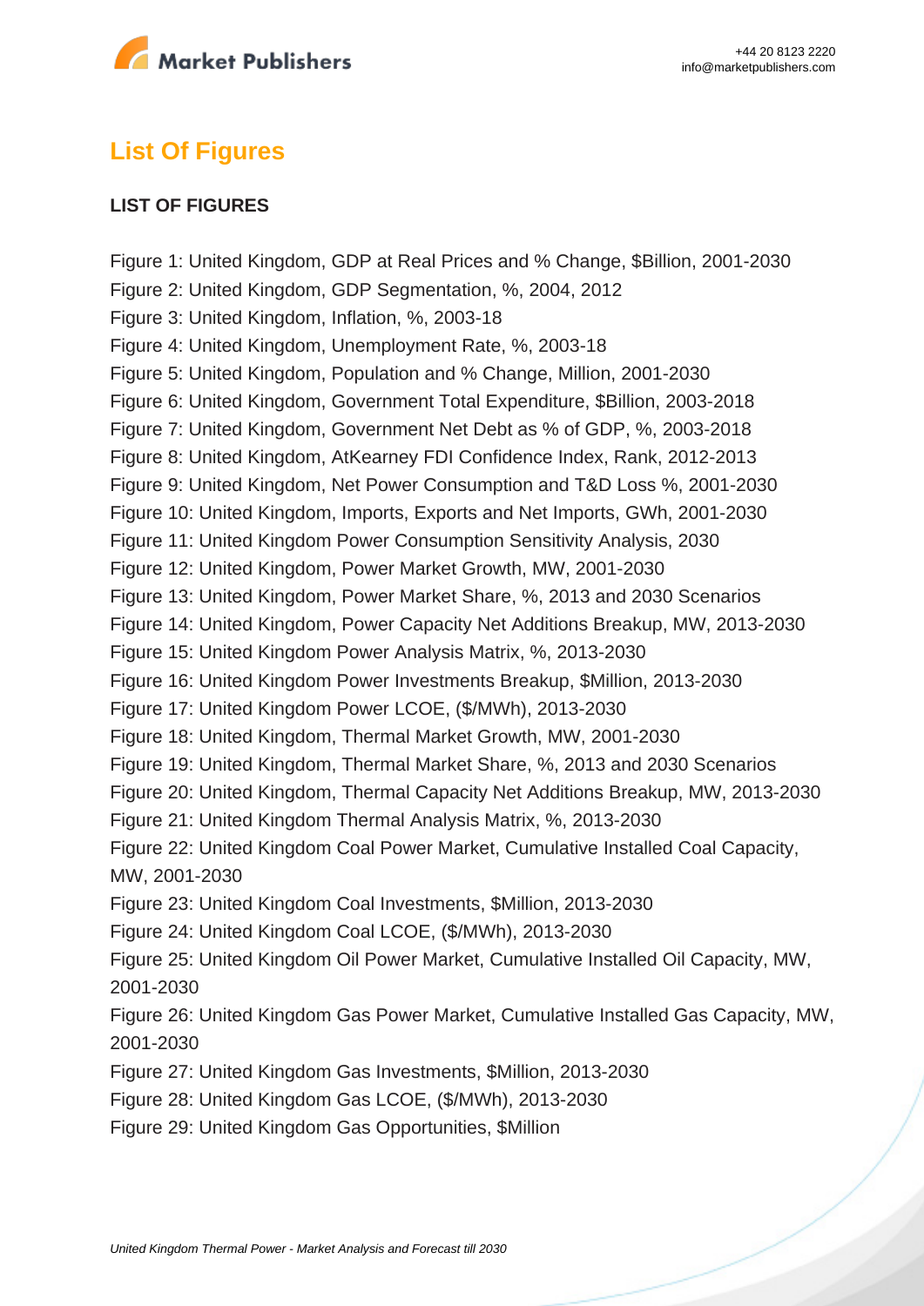## List Of Figures

**LIST OF FIGURES**

Figure 1: United Kingdom, GDP at Real Prices and % Change, $Billion, 2001-2030
Figure 2: United Kingdom, GDP Segmentation, %, 2004, 2012
Figure 3: United Kingdom, Inflation, %, 2003-18
Figure 4: United Kingdom, Unemployment Rate, %, 2003-18
Figure 5: United Kingdom, Population and % Change, Million, 2001-2030
Figure 6: United Kingdom, Government Total Expenditure, $Billion, 2003-2018
Figure 7: United Kingdom, Government Net Debt as % of GDP, %, 2003-2018
Figure 8: United Kingdom, AtKearney FDI Confidence Index, Rank, 2012-2013
Figure 9: United Kingdom, Net Power Consumption and T&D Loss %, 2001-2030
Figure 10: United Kingdom, Imports, Exports and Net Imports, GWh, 2001-2030
Figure 11: United Kingdom Power Consumption Sensitivity Analysis, 2030
Figure 12: United Kingdom, Power Market Growth, MW, 2001-2030
Figure 13: United Kingdom, Power Market Share, %, 2013 and 2030 Scenarios
Figure 14: United Kingdom, Power Capacity Net Additions Breakup, MW, 2013-2030
Figure 15: United Kingdom Power Analysis Matrix, %, 2013-2030
Figure 16: United Kingdom Power Investments Breakup, $Million, 2013-2030
Figure 17: United Kingdom Power LCOE, ($/MWh), 2013-2030
Figure 18: United Kingdom, Thermal Market Growth, MW, 2001-2030
Figure 19: United Kingdom, Thermal Market Share, %, 2013 and 2030 Scenarios
Figure 20: United Kingdom, Thermal Capacity Net Additions Breakup, MW, 2013-2030
Figure 21: United Kingdom Thermal Analysis Matrix, %, 2013-2030
Figure 22: United Kingdom Coal Power Market, Cumulative Installed Coal Capacity, MW, 2001-2030
Figure 23: United Kingdom Coal Investments, $Million, 2013-2030
Figure 24: United Kingdom Coal LCOE, ($/MWh), 2013-2030
Figure 25: United Kingdom Oil Power Market, Cumulative Installed Oil Capacity, MW, 2001-2030
Figure 26: United Kingdom Gas Power Market, Cumulative Installed Gas Capacity, MW, 2001-2030
Figure 27: United Kingdom Gas Investments, $Million, 2013-2030
Figure 28: United Kingdom Gas LCOE, ($/MWh), 2013-2030
Figure 29: United Kingdom Gas Opportunities, $Million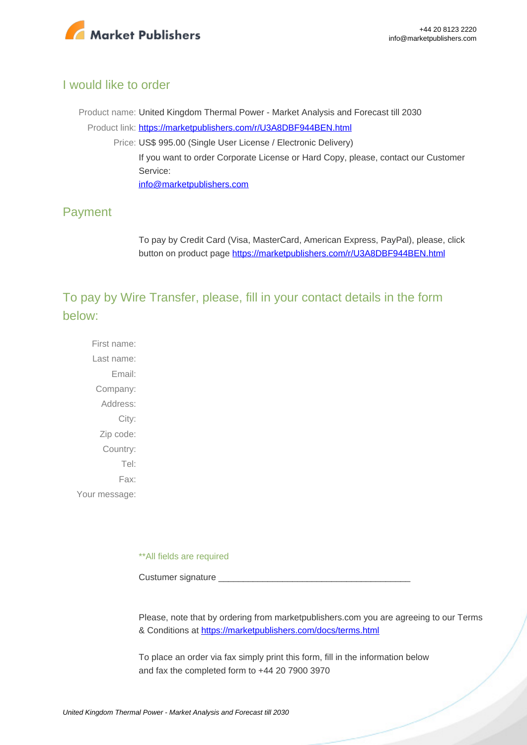## I would like to order

Product name: United Kingdom Thermal Power - Market Analysis and Forecast till 2030

Product link: https://marketpublishers.com/r/U3A8DBF944BEN.html

Price: US$ 995.00 (Single User License / Electronic Delivery)

If you want to order Corporate License or Hard Copy, please, contact our Customer Service:

info@marketpublishers.com

## Payment

To pay by Credit Card (Visa, MasterCard, American Express, PayPal), please, click button on product page https://marketpublishers.com/r/U3A8DBF944BEN.html

## To pay by Wire Transfer, please, fill in your contact details in the form below:

First name:

Last name:

Email:

Company:

Address:

City:

Zip code:

Country:

Tel:

Fax:

Your message:

**All fields are required

Custumer signature _______________________________________

Please, note that by ordering from marketpublishers.com you are agreeing to our Terms & Conditions at https://marketpublishers.com/docs/terms.html

To place an order via fax simply print this form, fill in the information below and fax the completed form to +44 20 7900 3970